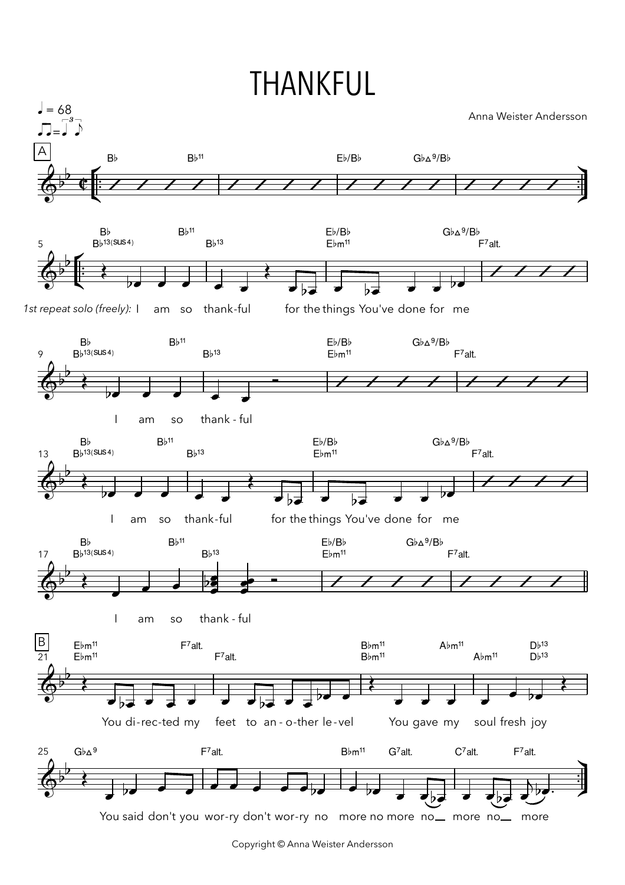# THANKFUL

♩ = 68

Anna Weister Andersson

A

Bb Bb11 Eb/Bb Gb∆9/Bb

5

Bb Bb11 Eb/Bb Gb∆9/Bb

Bb13(sus4) Bb13 Ebm11 F7alt.

*1st repeat solo (freely):* I am so thank-ful for the things You've done for me

9

Bb Bb11 Eb/Bb Gb∆9/Bb

Bb13(sus4) Bb13 Ebm11 F7alt.

I am so thank - ful

13

Bb Bb11 Eb/Bb Gb∆9/Bb

Bb13(sus4) Bb13 Ebm11 F7alt.

I am so thank-ful for the things You've done for me

17

Bb Bb11 Eb/Bb Gb∆9/Bb

Bb13(sus4) Bb13 Ebm11 F7alt.

I am so thank - ful

B

21

Ebm11 F7alt. Bbm11 Abm11 Db13

Ebm11 F7alt. Bbm11 Abm11 Db13

You di-rec-ted my feet to an - o-ther le-vel You gave my soul fresh joy

25

Gb∆9 F7alt. Bbm11 G7alt. C7alt. F7alt.

You said don't you wor-ry don't wor-ry no more no more no more no more

Copyright © Anna Weister Andersson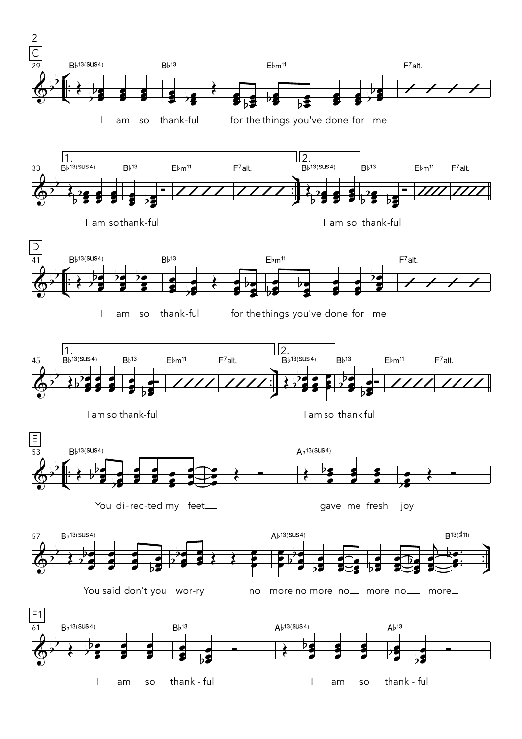C

29 B♭13(sus4) B♭13 E♭m11 F7alt.

I am so thank-ful for the things you've done for me

33 [1. B♭13(sus4) B♭13 E♭m11 F7alt.] [2. B♭13(sus4) B♭13 E♭m11 F7alt.]

I am so thank-ful I am so thank-ful

D

41 B♭13(sus4) B♭13 E♭m11 F7alt.

I am so thank-ful for the things you've done for me

45 [1. B♭13(sus4) B♭13 E♭m11 F7alt.] [2. B♭13(sus4) B♭13 E♭m11 F7alt.]

I am so thank-ful I am so thank ful

E

53 B♭13(sus4) A♭13(sus4)

You di-rec-ted my feet__ gave me fresh joy

57 B♭13(sus4) A♭13(sus4) B13(♯11)

You said don't you wor-ry no more no more no__ more no__ more__

F1

61 B♭13(sus4) B♭13 A♭13(sus4) A♭13

I am so thank - ful I am so thank - ful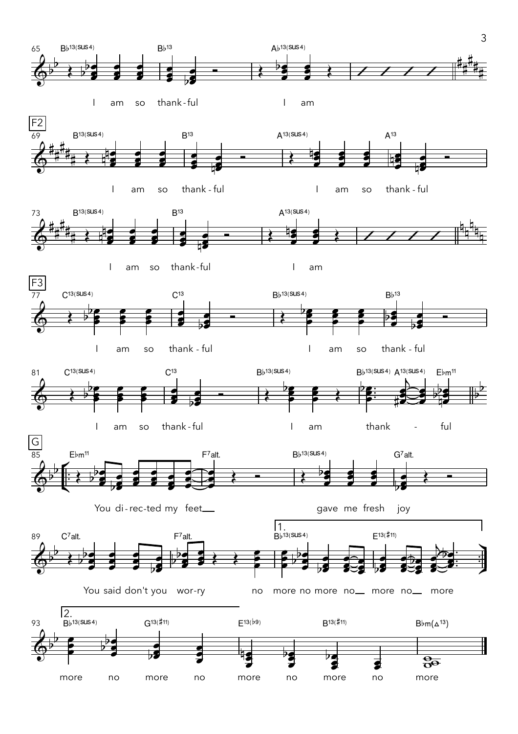65 B♭13(SUS4) B♭13 A♭13(SUS4)

I am so thank-ful I am

F2

69 B13(SUS4) B13 A13(SUS4) A13

I am so thank-ful I am so thank-ful

73 B13(SUS4) B13 A13(SUS4)

I am so thank-ful I am

F3

77 C13(SUS4) C13 B♭13(SUS4) B♭13

I am so thank-ful I am so thank-ful

81 C13(SUS4) C13 B♭13(SUS4) B♭13(SUS4) A13(SUS4) E♭m11

I am so thank-ful I am thank - ful

G

85 E♭m11 F7alt. B♭13(SUS4) G7alt.

You di-rec-ted my feet\_\_ gave me fresh joy

89 C7alt. F7alt. 1. B♭13(SUS4) E13(♯11)

You said don't you wor-ry no more no more no\_\_ more no\_\_ more

93 2. B♭13(SUS4) G13(♯11) E13(♭9) B13(♯11) B♭m(Δ13)

more no more no more no more no more